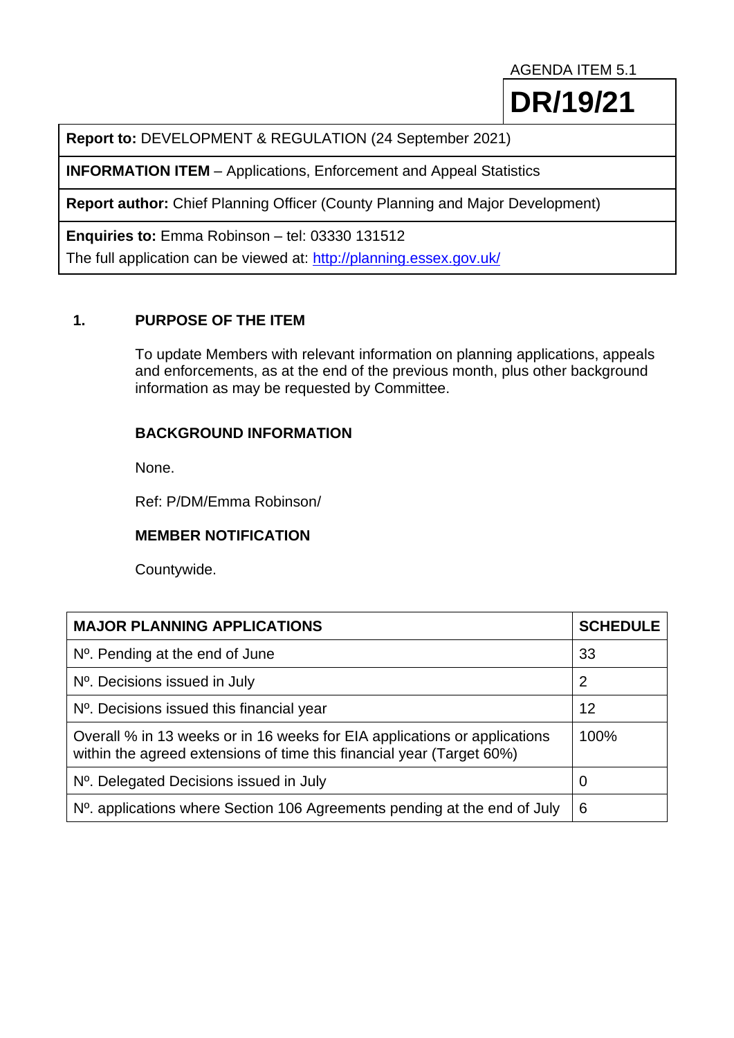AGENDA ITEM 5.1

**DR/19/21**

**Report to:** DEVELOPMENT & REGULATION (24 September 2021)

**INFORMATION ITEM** – Applications, Enforcement and Appeal Statistics

**Report author:** Chief Planning Officer (County Planning and Major Development)

**Enquiries to:** Emma Robinson – tel: 03330 131512

The full application can be viewed at: http://planning.essex.gov.uk/

## 1. PURPOSE OF THE ITEM

To update Members with relevant information on planning applications, appeals and enforcements, as at the end of the previous month, plus other background information as may be requested by Committee.

### BACKGROUND INFORMATION

None.

Ref: P/DM/Emma Robinson/

### MEMBER NOTIFICATION

Countywide.

| MAJOR PLANNING APPLICATIONS | SCHEDULE |
|---|---|
| Nº. Pending at the end of June | 33 |
| Nº. Decisions issued in July | 2 |
| Nº. Decisions issued this financial year | 12 |
| Overall % in 13 weeks or in 16 weeks for EIA applications or applications within the agreed extensions of time this financial year (Target 60%) | 100% |
| Nº. Delegated Decisions issued in July | 0 |
| Nº. applications where Section 106 Agreements pending at the end of July | 6 |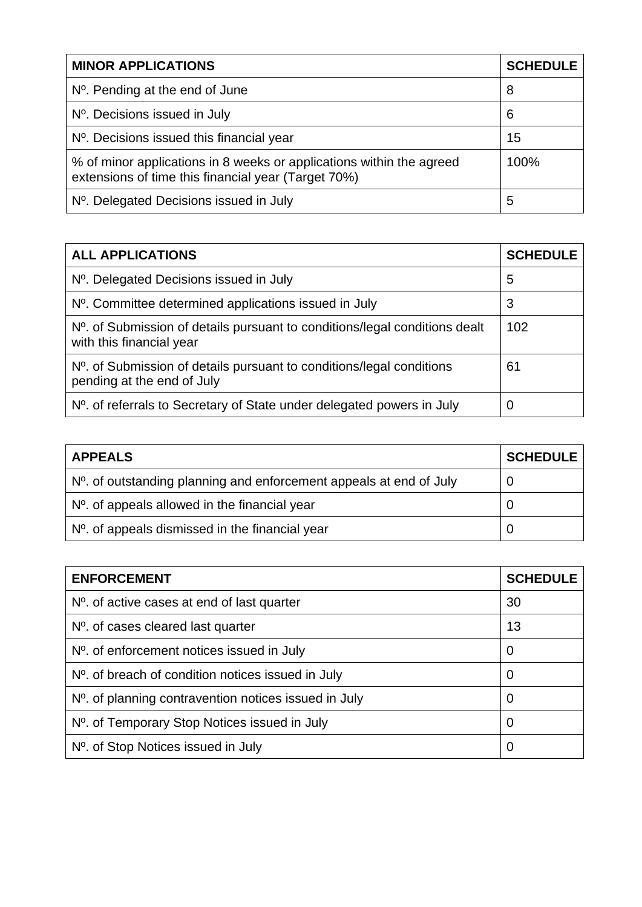| MINOR APPLICATIONS | SCHEDULE |
|---|---|
| Nº. Pending at the end of June | 8 |
| Nº. Decisions issued in July | 6 |
| Nº. Decisions issued this financial year | 15 |
| % of minor applications in 8 weeks or applications within the agreed extensions of time this financial year (Target 70%) | 100% |
| Nº. Delegated Decisions issued in July | 5 |

| ALL APPLICATIONS | SCHEDULE |
|---|---|
| Nº. Delegated Decisions issued in July | 5 |
| Nº. Committee determined applications issued in July | 3 |
| Nº. of Submission of details pursuant to conditions/legal conditions dealt with this financial year | 102 |
| Nº. of Submission of details pursuant to conditions/legal conditions pending at the end of July | 61 |
| Nº. of referrals to Secretary of State under delegated powers in July | 0 |

| APPEALS | SCHEDULE |
|---|---|
| Nº. of outstanding planning and enforcement appeals at end of July | 0 |
| Nº. of appeals allowed in the financial year | 0 |
| Nº. of appeals dismissed in the financial year | 0 |

| ENFORCEMENT | SCHEDULE |
|---|---|
| Nº. of active cases at end of last quarter | 30 |
| Nº. of cases cleared last quarter | 13 |
| Nº. of enforcement notices issued in July | 0 |
| Nº. of breach of condition notices issued in July | 0 |
| Nº. of planning contravention notices issued in July | 0 |
| Nº. of Temporary Stop Notices issued in July | 0 |
| Nº. of Stop Notices issued in July | 0 |